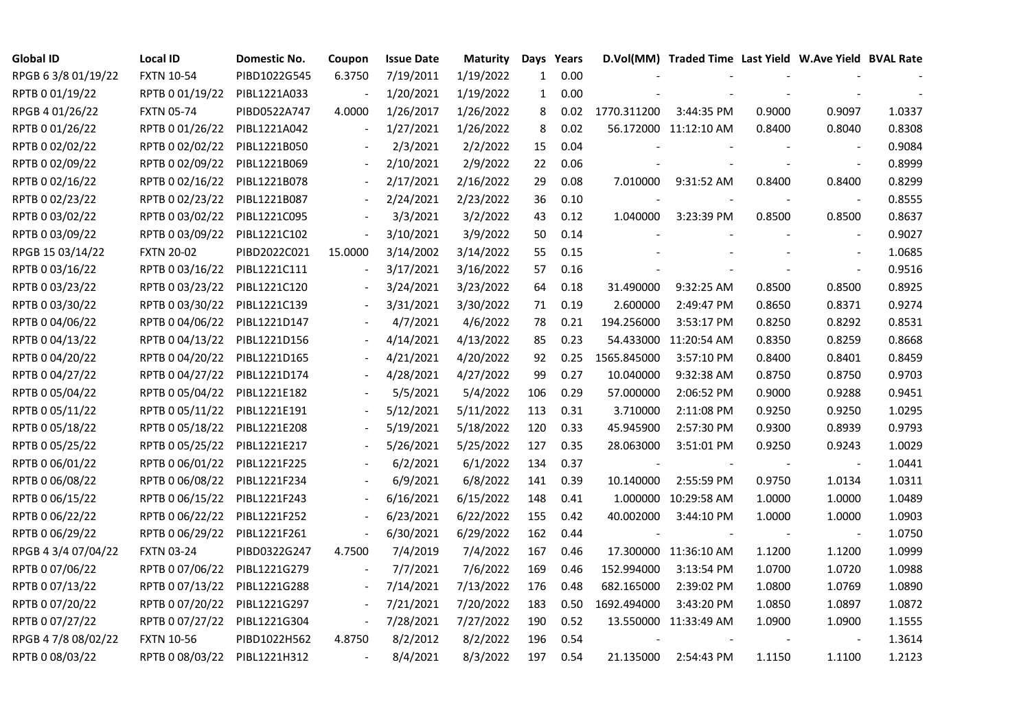| Global ID | Local ID | Domestic No. | Coupon | Issue Date | Maturity | Days | Years | D.Vol(MM) | Traded Time | Last Yield | W.Ave Yield | BVAL Rate |
|---|---|---|---|---|---|---|---|---|---|---|---|---|
| RPGB 6 3/8 01/19/22 | FXTN 10-54 | PIBD1022G545 | 6.3750 | 7/19/2011 | 1/19/2022 | 1 | 0.00 | - | - | - | - | - |
| RPTB 0 01/19/22 | RPTB 0 01/19/22 | PIBL1221A033 | - | 1/20/2021 | 1/19/2022 | 1 | 0.00 | - | - | - | - | - |
| RPGB 4 01/26/22 | FXTN 05-74 | PIBD0522A747 | 4.0000 | 1/26/2017 | 1/26/2022 | 8 | 0.02 | 1770.311200 | 3:44:35 PM | 0.9000 | 0.9097 | 1.0337 |
| RPTB 0 01/26/22 | RPTB 0 01/26/22 | PIBL1221A042 | - | 1/27/2021 | 1/26/2022 | 8 | 0.02 | 56.172000 | 11:12:10 AM | 0.8400 | 0.8040 | 0.8308 |
| RPTB 0 02/02/22 | RPTB 0 02/02/22 | PIBL1221B050 | - | 2/3/2021 | 2/2/2022 | 15 | 0.04 | - | - | - | - | 0.9084 |
| RPTB 0 02/09/22 | RPTB 0 02/09/22 | PIBL1221B069 | - | 2/10/2021 | 2/9/2022 | 22 | 0.06 | - | - | - | - | 0.8999 |
| RPTB 0 02/16/22 | RPTB 0 02/16/22 | PIBL1221B078 | - | 2/17/2021 | 2/16/2022 | 29 | 0.08 | 7.010000 | 9:31:52 AM | 0.8400 | 0.8400 | 0.8299 |
| RPTB 0 02/23/22 | RPTB 0 02/23/22 | PIBL1221B087 | - | 2/24/2021 | 2/23/2022 | 36 | 0.10 | - | - | - | - | 0.8555 |
| RPTB 0 03/02/22 | RPTB 0 03/02/22 | PIBL1221C095 | - | 3/3/2021 | 3/2/2022 | 43 | 0.12 | 1.040000 | 3:23:39 PM | 0.8500 | 0.8500 | 0.8637 |
| RPTB 0 03/09/22 | RPTB 0 03/09/22 | PIBL1221C102 | - | 3/10/2021 | 3/9/2022 | 50 | 0.14 | - | - | - | - | 0.9027 |
| RPGB 15 03/14/22 | FXTN 20-02 | PIBD2022C021 | 15.0000 | 3/14/2002 | 3/14/2022 | 55 | 0.15 | - | - | - | - | 1.0685 |
| RPTB 0 03/16/22 | RPTB 0 03/16/22 | PIBL1221C111 | - | 3/17/2021 | 3/16/2022 | 57 | 0.16 | - | - | - | - | 0.9516 |
| RPTB 0 03/23/22 | RPTB 0 03/23/22 | PIBL1221C120 | - | 3/24/2021 | 3/23/2022 | 64 | 0.18 | 31.490000 | 9:32:25 AM | 0.8500 | 0.8500 | 0.8925 |
| RPTB 0 03/30/22 | RPTB 0 03/30/22 | PIBL1221C139 | - | 3/31/2021 | 3/30/2022 | 71 | 0.19 | 2.600000 | 2:49:47 PM | 0.8650 | 0.8371 | 0.9274 |
| RPTB 0 04/06/22 | RPTB 0 04/06/22 | PIBL1221D147 | - | 4/7/2021 | 4/6/2022 | 78 | 0.21 | 194.256000 | 3:53:17 PM | 0.8250 | 0.8292 | 0.8531 |
| RPTB 0 04/13/22 | RPTB 0 04/13/22 | PIBL1221D156 | - | 4/14/2021 | 4/13/2022 | 85 | 0.23 | 54.433000 | 11:20:54 AM | 0.8350 | 0.8259 | 0.8668 |
| RPTB 0 04/20/22 | RPTB 0 04/20/22 | PIBL1221D165 | - | 4/21/2021 | 4/20/2022 | 92 | 0.25 | 1565.845000 | 3:57:10 PM | 0.8400 | 0.8401 | 0.8459 |
| RPTB 0 04/27/22 | RPTB 0 04/27/22 | PIBL1221D174 | - | 4/28/2021 | 4/27/2022 | 99 | 0.27 | 10.040000 | 9:32:38 AM | 0.8750 | 0.8750 | 0.9703 |
| RPTB 0 05/04/22 | RPTB 0 05/04/22 | PIBL1221E182 | - | 5/5/2021 | 5/4/2022 | 106 | 0.29 | 57.000000 | 2:06:52 PM | 0.9000 | 0.9288 | 0.9451 |
| RPTB 0 05/11/22 | RPTB 0 05/11/22 | PIBL1221E191 | - | 5/12/2021 | 5/11/2022 | 113 | 0.31 | 3.710000 | 2:11:08 PM | 0.9250 | 0.9250 | 1.0295 |
| RPTB 0 05/18/22 | RPTB 0 05/18/22 | PIBL1221E208 | - | 5/19/2021 | 5/18/2022 | 120 | 0.33 | 45.945900 | 2:57:30 PM | 0.9300 | 0.8939 | 0.9793 |
| RPTB 0 05/25/22 | RPTB 0 05/25/22 | PIBL1221E217 | - | 5/26/2021 | 5/25/2022 | 127 | 0.35 | 28.063000 | 3:51:01 PM | 0.9250 | 0.9243 | 1.0029 |
| RPTB 0 06/01/22 | RPTB 0 06/01/22 | PIBL1221F225 | - | 6/2/2021 | 6/1/2022 | 134 | 0.37 | - | - | - | - | 1.0441 |
| RPTB 0 06/08/22 | RPTB 0 06/08/22 | PIBL1221F234 | - | 6/9/2021 | 6/8/2022 | 141 | 0.39 | 10.140000 | 2:55:59 PM | 0.9750 | 1.0134 | 1.0311 |
| RPTB 0 06/15/22 | RPTB 0 06/15/22 | PIBL1221F243 | - | 6/16/2021 | 6/15/2022 | 148 | 0.41 | 1.000000 | 10:29:58 AM | 1.0000 | 1.0000 | 1.0489 |
| RPTB 0 06/22/22 | RPTB 0 06/22/22 | PIBL1221F252 | - | 6/23/2021 | 6/22/2022 | 155 | 0.42 | 40.002000 | 3:44:10 PM | 1.0000 | 1.0000 | 1.0903 |
| RPTB 0 06/29/22 | RPTB 0 06/29/22 | PIBL1221F261 | - | 6/30/2021 | 6/29/2022 | 162 | 0.44 | - | - | - | - | 1.0750 |
| RPGB 4 3/4 07/04/22 | FXTN 03-24 | PIBD0322G247 | 4.7500 | 7/4/2019 | 7/4/2022 | 167 | 0.46 | 17.300000 | 11:36:10 AM | 1.1200 | 1.1200 | 1.0999 |
| RPTB 0 07/06/22 | RPTB 0 07/06/22 | PIBL1221G279 | - | 7/7/2021 | 7/6/2022 | 169 | 0.46 | 152.994000 | 3:13:54 PM | 1.0700 | 1.0720 | 1.0988 |
| RPTB 0 07/13/22 | RPTB 0 07/13/22 | PIBL1221G288 | - | 7/14/2021 | 7/13/2022 | 176 | 0.48 | 682.165000 | 2:39:02 PM | 1.0800 | 1.0769 | 1.0890 |
| RPTB 0 07/20/22 | RPTB 0 07/20/22 | PIBL1221G297 | - | 7/21/2021 | 7/20/2022 | 183 | 0.50 | 1692.494000 | 3:43:20 PM | 1.0850 | 1.0897 | 1.0872 |
| RPTB 0 07/27/22 | RPTB 0 07/27/22 | PIBL1221G304 | - | 7/28/2021 | 7/27/2022 | 190 | 0.52 | 13.550000 | 11:33:49 AM | 1.0900 | 1.0900 | 1.1555 |
| RPGB 4 7/8 08/02/22 | FXTN 10-56 | PIBD1022H562 | 4.8750 | 8/2/2012 | 8/2/2022 | 196 | 0.54 | - | - | - | - | 1.3614 |
| RPTB 0 08/03/22 | RPTB 0 08/03/22 | PIBL1221H312 | - | 8/4/2021 | 8/3/2022 | 197 | 0.54 | 21.135000 | 2:54:43 PM | 1.1150 | 1.1100 | 1.2123 |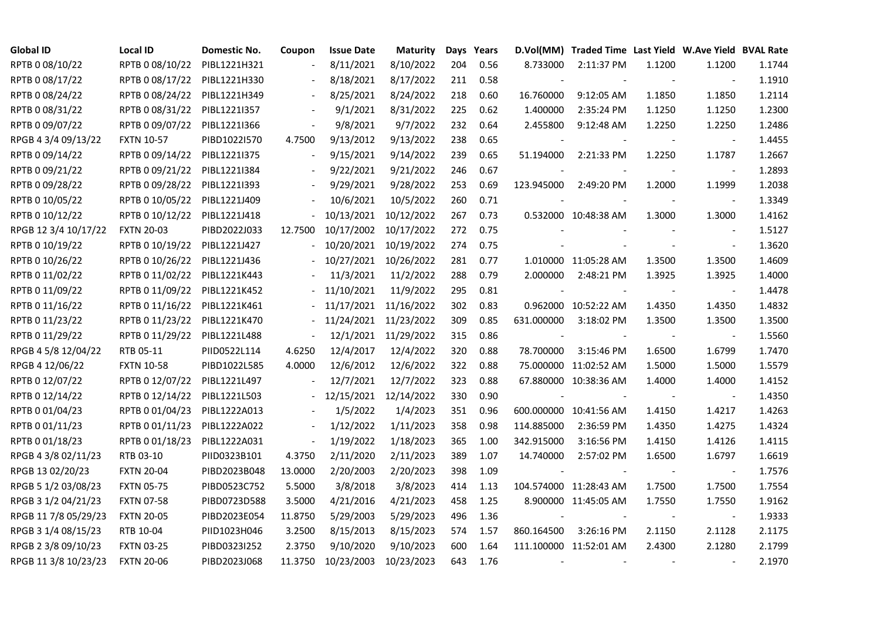| Global ID | Local ID | Domestic No. | Coupon | Issue Date | Maturity | Days | Years | D.Vol(MM) | Traded Time | Last Yield | W.Ave Yield | BVAL Rate |
|---|---|---|---|---|---|---|---|---|---|---|---|---|
| RPTB 0 08/10/22 | RPTB 0 08/10/22 | PIBL1221H321 | - | 8/11/2021 | 8/10/2022 | 204 | 0.56 | 8.733000 | 2:11:37 PM | 1.1200 | 1.1200 | 1.1744 |
| RPTB 0 08/17/22 | RPTB 0 08/17/22 | PIBL1221H330 | - | 8/18/2021 | 8/17/2022 | 211 | 0.58 | - | - | - | - | 1.1910 |
| RPTB 0 08/24/22 | RPTB 0 08/24/22 | PIBL1221H349 | - | 8/25/2021 | 8/24/2022 | 218 | 0.60 | 16.760000 | 9:12:05 AM | 1.1850 | 1.1850 | 1.2114 |
| RPTB 0 08/31/22 | RPTB 0 08/31/22 | PIBL1221I357 | - | 9/1/2021 | 8/31/2022 | 225 | 0.62 | 1.400000 | 2:35:24 PM | 1.1250 | 1.1250 | 1.2300 |
| RPTB 0 09/07/22 | RPTB 0 09/07/22 | PIBL1221I366 | - | 9/8/2021 | 9/7/2022 | 232 | 0.64 | 2.455800 | 9:12:48 AM | 1.2250 | 1.2250 | 1.2486 |
| RPGB 4 3/4 09/13/22 | FXTN 10-57 | PIBD1022I570 | 4.7500 | 9/13/2012 | 9/13/2022 | 238 | 0.65 | - | - | - | - | 1.4455 |
| RPTB 0 09/14/22 | RPTB 0 09/14/22 | PIBL1221I375 | - | 9/15/2021 | 9/14/2022 | 239 | 0.65 | 51.194000 | 2:21:33 PM | 1.2250 | 1.1787 | 1.2667 |
| RPTB 0 09/21/22 | RPTB 0 09/21/22 | PIBL1221I384 | - | 9/22/2021 | 9/21/2022 | 246 | 0.67 | - | - | - | - | 1.2893 |
| RPTB 0 09/28/22 | RPTB 0 09/28/22 | PIBL1221I393 | - | 9/29/2021 | 9/28/2022 | 253 | 0.69 | 123.945000 | 2:49:20 PM | 1.2000 | 1.1999 | 1.2038 |
| RPTB 0 10/05/22 | RPTB 0 10/05/22 | PIBL1221J409 | - | 10/6/2021 | 10/5/2022 | 260 | 0.71 | - | - | - | - | 1.3349 |
| RPTB 0 10/12/22 | RPTB 0 10/12/22 | PIBL1221J418 | - | 10/13/2021 | 10/12/2022 | 267 | 0.73 | 0.532000 | 10:48:38 AM | 1.3000 | 1.3000 | 1.4162 |
| RPGB 12 3/4 10/17/22 | FXTN 20-03 | PIBD2022J033 | 12.7500 | 10/17/2002 | 10/17/2022 | 272 | 0.75 | - | - | - | - | 1.5127 |
| RPTB 0 10/19/22 | RPTB 0 10/19/22 | PIBL1221J427 | - | 10/20/2021 | 10/19/2022 | 274 | 0.75 | - | - | - | - | 1.3620 |
| RPTB 0 10/26/22 | RPTB 0 10/26/22 | PIBL1221J436 | - | 10/27/2021 | 10/26/2022 | 281 | 0.77 | 1.010000 | 11:05:28 AM | 1.3500 | 1.3500 | 1.4609 |
| RPTB 0 11/02/22 | RPTB 0 11/02/22 | PIBL1221K443 | - | 11/3/2021 | 11/2/2022 | 288 | 0.79 | 2.000000 | 2:48:21 PM | 1.3925 | 1.3925 | 1.4000 |
| RPTB 0 11/09/22 | RPTB 0 11/09/22 | PIBL1221K452 | - | 11/10/2021 | 11/9/2022 | 295 | 0.81 | - | - | - | - | 1.4478 |
| RPTB 0 11/16/22 | RPTB 0 11/16/22 | PIBL1221K461 | - | 11/17/2021 | 11/16/2022 | 302 | 0.83 | 0.962000 | 10:52:22 AM | 1.4350 | 1.4350 | 1.4832 |
| RPTB 0 11/23/22 | RPTB 0 11/23/22 | PIBL1221K470 | - | 11/24/2021 | 11/23/2022 | 309 | 0.85 | 631.000000 | 3:18:02 PM | 1.3500 | 1.3500 | 1.3500 |
| RPTB 0 11/29/22 | RPTB 0 11/29/22 | PIBL1221L488 | - | 12/1/2021 | 11/29/2022 | 315 | 0.86 | - | - | - | - | 1.5560 |
| RPGB 4 5/8 12/04/22 | RTB 05-11 | PIID0522L114 | 4.6250 | 12/4/2017 | 12/4/2022 | 320 | 0.88 | 78.700000 | 3:15:46 PM | 1.6500 | 1.6799 | 1.7470 |
| RPGB 4 12/06/22 | FXTN 10-58 | PIBD1022L585 | 4.0000 | 12/6/2012 | 12/6/2022 | 322 | 0.88 | 75.000000 | 11:02:52 AM | 1.5000 | 1.5000 | 1.5579 |
| RPTB 0 12/07/22 | RPTB 0 12/07/22 | PIBL1221L497 | - | 12/7/2021 | 12/7/2022 | 323 | 0.88 | 67.880000 | 10:38:36 AM | 1.4000 | 1.4000 | 1.4152 |
| RPTB 0 12/14/22 | RPTB 0 12/14/22 | PIBL1221L503 | - | 12/15/2021 | 12/14/2022 | 330 | 0.90 | - | - | - | - | 1.4350 |
| RPTB 0 01/04/23 | RPTB 0 01/04/23 | PIBL1222A013 | - | 1/5/2022 | 1/4/2023 | 351 | 0.96 | 600.000000 | 10:41:56 AM | 1.4150 | 1.4217 | 1.4263 |
| RPTB 0 01/11/23 | RPTB 0 01/11/23 | PIBL1222A022 | - | 1/12/2022 | 1/11/2023 | 358 | 0.98 | 114.885000 | 2:36:59 PM | 1.4350 | 1.4275 | 1.4324 |
| RPTB 0 01/18/23 | RPTB 0 01/18/23 | PIBL1222A031 | - | 1/19/2022 | 1/18/2023 | 365 | 1.00 | 342.915000 | 3:16:56 PM | 1.4150 | 1.4126 | 1.4115 |
| RPGB 4 3/8 02/11/23 | RTB 03-10 | PIID0323B101 | 4.3750 | 2/11/2020 | 2/11/2023 | 389 | 1.07 | 14.740000 | 2:57:02 PM | 1.6500 | 1.6797 | 1.6619 |
| RPGB 13 02/20/23 | FXTN 20-04 | PIBD2023B048 | 13.0000 | 2/20/2003 | 2/20/2023 | 398 | 1.09 | - | - | - | - | 1.7576 |
| RPGB 5 1/2 03/08/23 | FXTN 05-75 | PIBD0523C752 | 5.5000 | 3/8/2018 | 3/8/2023 | 414 | 1.13 | 104.574000 | 11:28:43 AM | 1.7500 | 1.7500 | 1.7554 |
| RPGB 3 1/2 04/21/23 | FXTN 07-58 | PIBD0723D588 | 3.5000 | 4/21/2016 | 4/21/2023 | 458 | 1.25 | 8.900000 | 11:45:05 AM | 1.7550 | 1.7550 | 1.9162 |
| RPGB 11 7/8 05/29/23 | FXTN 20-05 | PIBD2023E054 | 11.8750 | 5/29/2003 | 5/29/2023 | 496 | 1.36 | - | - | - | - | 1.9333 |
| RPGB 3 1/4 08/15/23 | RTB 10-04 | PIID1023H046 | 3.2500 | 8/15/2013 | 8/15/2023 | 574 | 1.57 | 860.164500 | 3:26:16 PM | 2.1150 | 2.1128 | 2.1175 |
| RPGB 2 3/8 09/10/23 | FXTN 03-25 | PIBD0323I252 | 2.3750 | 9/10/2020 | 9/10/2023 | 600 | 1.64 | 111.100000 | 11:52:01 AM | 2.4300 | 2.1280 | 2.1799 |
| RPGB 11 3/8 10/23/23 | FXTN 20-06 | PIBD2023J068 | 11.3750 | 10/23/2003 | 10/23/2023 | 643 | 1.76 | - | - | - | - | 2.1970 |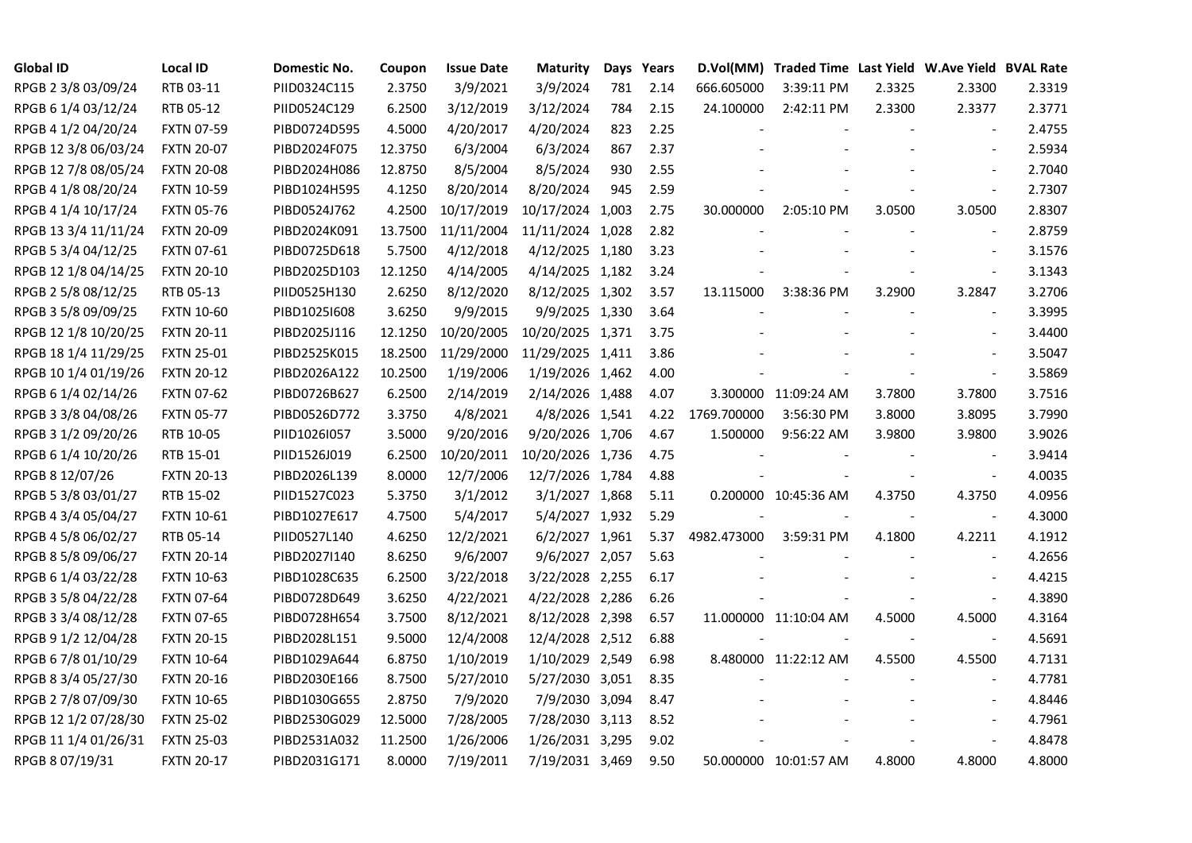| Global ID | Local ID | Domestic No. | Coupon | Issue Date | Maturity | Days | Years | D.Vol(MM) | Traded Time | Last Yield | W.Ave Yield | BVAL Rate |
|---|---|---|---|---|---|---|---|---|---|---|---|---|
| RPGB 2 3/8 03/09/24 | RTB 03-11 | PIID0324C115 | 2.3750 | 3/9/2021 | 3/9/2024 | 781 | 2.14 | 666.605000 | 3:39:11 PM | 2.3325 | 2.3300 | 2.3319 |
| RPGB 6 1/4 03/12/24 | RTB 05-12 | PIID0524C129 | 6.2500 | 3/12/2019 | 3/12/2024 | 784 | 2.15 | 24.100000 | 2:42:11 PM | 2.3300 | 2.3377 | 2.3771 |
| RPGB 4 1/2 04/20/24 | FXTN 07-59 | PIBD0724D595 | 4.5000 | 4/20/2017 | 4/20/2024 | 823 | 2.25 | - | - | - | - | 2.4755 |
| RPGB 12 3/8 06/03/24 | FXTN 20-07 | PIBD2024F075 | 12.3750 | 6/3/2004 | 6/3/2024 | 867 | 2.37 | - | - | - | - | 2.5934 |
| RPGB 12 7/8 08/05/24 | FXTN 20-08 | PIBD2024H086 | 12.8750 | 8/5/2004 | 8/5/2024 | 930 | 2.55 | - | - | - | - | 2.7040 |
| RPGB 4 1/8 08/20/24 | FXTN 10-59 | PIBD1024H595 | 4.1250 | 8/20/2014 | 8/20/2024 | 945 | 2.59 | - | - | - | - | 2.7307 |
| RPGB 4 1/4 10/17/24 | FXTN 05-76 | PIBD0524J762 | 4.2500 | 10/17/2019 | 10/17/2024 | 1,003 | 2.75 | 30.000000 | 2:05:10 PM | 3.0500 | 3.0500 | 2.8307 |
| RPGB 13 3/4 11/11/24 | FXTN 20-09 | PIBD2024K091 | 13.7500 | 11/11/2004 | 11/11/2024 | 1,028 | 2.82 | - | - | - | - | 2.8759 |
| RPGB 5 3/4 04/12/25 | FXTN 07-61 | PIBD0725D618 | 5.7500 | 4/12/2018 | 4/12/2025 | 1,180 | 3.23 | - | - | - | - | 3.1576 |
| RPGB 12 1/8 04/14/25 | FXTN 20-10 | PIBD2025D103 | 12.1250 | 4/14/2005 | 4/14/2025 | 1,182 | 3.24 | - | - | - | - | 3.1343 |
| RPGB 2 5/8 08/12/25 | RTB 05-13 | PIID0525H130 | 2.6250 | 8/12/2020 | 8/12/2025 | 1,302 | 3.57 | 13.115000 | 3:38:36 PM | 3.2900 | 3.2847 | 3.2706 |
| RPGB 3 5/8 09/09/25 | FXTN 10-60 | PIBD1025I608 | 3.6250 | 9/9/2015 | 9/9/2025 | 1,330 | 3.64 | - | - | - | - | 3.3995 |
| RPGB 12 1/8 10/20/25 | FXTN 20-11 | PIBD2025J116 | 12.1250 | 10/20/2005 | 10/20/2025 | 1,371 | 3.75 | - | - | - | - | 3.4400 |
| RPGB 18 1/4 11/29/25 | FXTN 25-01 | PIBD2525K015 | 18.2500 | 11/29/2000 | 11/29/2025 | 1,411 | 3.86 | - | - | - | - | 3.5047 |
| RPGB 10 1/4 01/19/26 | FXTN 20-12 | PIBD2026A122 | 10.2500 | 1/19/2006 | 1/19/2026 | 1,462 | 4.00 | - | - | - | - | 3.5869 |
| RPGB 6 1/4 02/14/26 | FXTN 07-62 | PIBD0726B627 | 6.2500 | 2/14/2019 | 2/14/2026 | 1,488 | 4.07 | 3.300000 | 11:09:24 AM | 3.7800 | 3.7800 | 3.7516 |
| RPGB 3 3/8 04/08/26 | FXTN 05-77 | PIBD0526D772 | 3.3750 | 4/8/2021 | 4/8/2026 | 1,541 | 4.22 | 1769.700000 | 3:56:30 PM | 3.8000 | 3.8095 | 3.7990 |
| RPGB 3 1/2 09/20/26 | RTB 10-05 | PIID1026I057 | 3.5000 | 9/20/2016 | 9/20/2026 | 1,706 | 4.67 | 1.500000 | 9:56:22 AM | 3.9800 | 3.9800 | 3.9026 |
| RPGB 6 1/4 10/20/26 | RTB 15-01 | PIID1526J019 | 6.2500 | 10/20/2011 | 10/20/2026 | 1,736 | 4.75 | - | - | - | - | 3.9414 |
| RPGB 8 12/07/26 | FXTN 20-13 | PIBD2026L139 | 8.0000 | 12/7/2006 | 12/7/2026 | 1,784 | 4.88 | - | - | - | - | 4.0035 |
| RPGB 5 3/8 03/01/27 | RTB 15-02 | PIID1527C023 | 5.3750 | 3/1/2012 | 3/1/2027 | 1,868 | 5.11 | 0.200000 | 10:45:36 AM | 4.3750 | 4.3750 | 4.0956 |
| RPGB 4 3/4 05/04/27 | FXTN 10-61 | PIBD1027E617 | 4.7500 | 5/4/2017 | 5/4/2027 | 1,932 | 5.29 | - | - | - | - | 4.3000 |
| RPGB 4 5/8 06/02/27 | RTB 05-14 | PIID0527L140 | 4.6250 | 12/2/2021 | 6/2/2027 | 1,961 | 5.37 | 4982.473000 | 3:59:31 PM | 4.1800 | 4.2211 | 4.1912 |
| RPGB 8 5/8 09/06/27 | FXTN 20-14 | PIBD2027I140 | 8.6250 | 9/6/2007 | 9/6/2027 | 2,057 | 5.63 | - | - | - | - | 4.2656 |
| RPGB 6 1/4 03/22/28 | FXTN 10-63 | PIBD1028C635 | 6.2500 | 3/22/2018 | 3/22/2028 | 2,255 | 6.17 | - | - | - | - | 4.4215 |
| RPGB 3 5/8 04/22/28 | FXTN 07-64 | PIBD0728D649 | 3.6250 | 4/22/2021 | 4/22/2028 | 2,286 | 6.26 | - | - | - | - | 4.3890 |
| RPGB 3 3/4 08/12/28 | FXTN 07-65 | PIBD0728H654 | 3.7500 | 8/12/2021 | 8/12/2028 | 2,398 | 6.57 | 11.000000 | 11:10:04 AM | 4.5000 | 4.5000 | 4.3164 |
| RPGB 9 1/2 12/04/28 | FXTN 20-15 | PIBD2028L151 | 9.5000 | 12/4/2008 | 12/4/2028 | 2,512 | 6.88 | - | - | - | - | 4.5691 |
| RPGB 6 7/8 01/10/29 | FXTN 10-64 | PIBD1029A644 | 6.8750 | 1/10/2019 | 1/10/2029 | 2,549 | 6.98 | 8.480000 | 11:22:12 AM | 4.5500 | 4.5500 | 4.7131 |
| RPGB 8 3/4 05/27/30 | FXTN 20-16 | PIBD2030E166 | 8.7500 | 5/27/2010 | 5/27/2030 | 3,051 | 8.35 | - | - | - | - | 4.7781 |
| RPGB 2 7/8 07/09/30 | FXTN 10-65 | PIBD1030G655 | 2.8750 | 7/9/2020 | 7/9/2030 | 3,094 | 8.47 | - | - | - | - | 4.8446 |
| RPGB 12 1/2 07/28/30 | FXTN 25-02 | PIBD2530G029 | 12.5000 | 7/28/2005 | 7/28/2030 | 3,113 | 8.52 | - | - | - | - | 4.7961 |
| RPGB 11 1/4 01/26/31 | FXTN 25-03 | PIBD2531A032 | 11.2500 | 1/26/2006 | 1/26/2031 | 3,295 | 9.02 | - | - | - | - | 4.8478 |
| RPGB 8 07/19/31 | FXTN 20-17 | PIBD2031G171 | 8.0000 | 7/19/2011 | 7/19/2031 | 3,469 | 9.50 | 50.000000 | 10:01:57 AM | 4.8000 | 4.8000 | 4.8000 |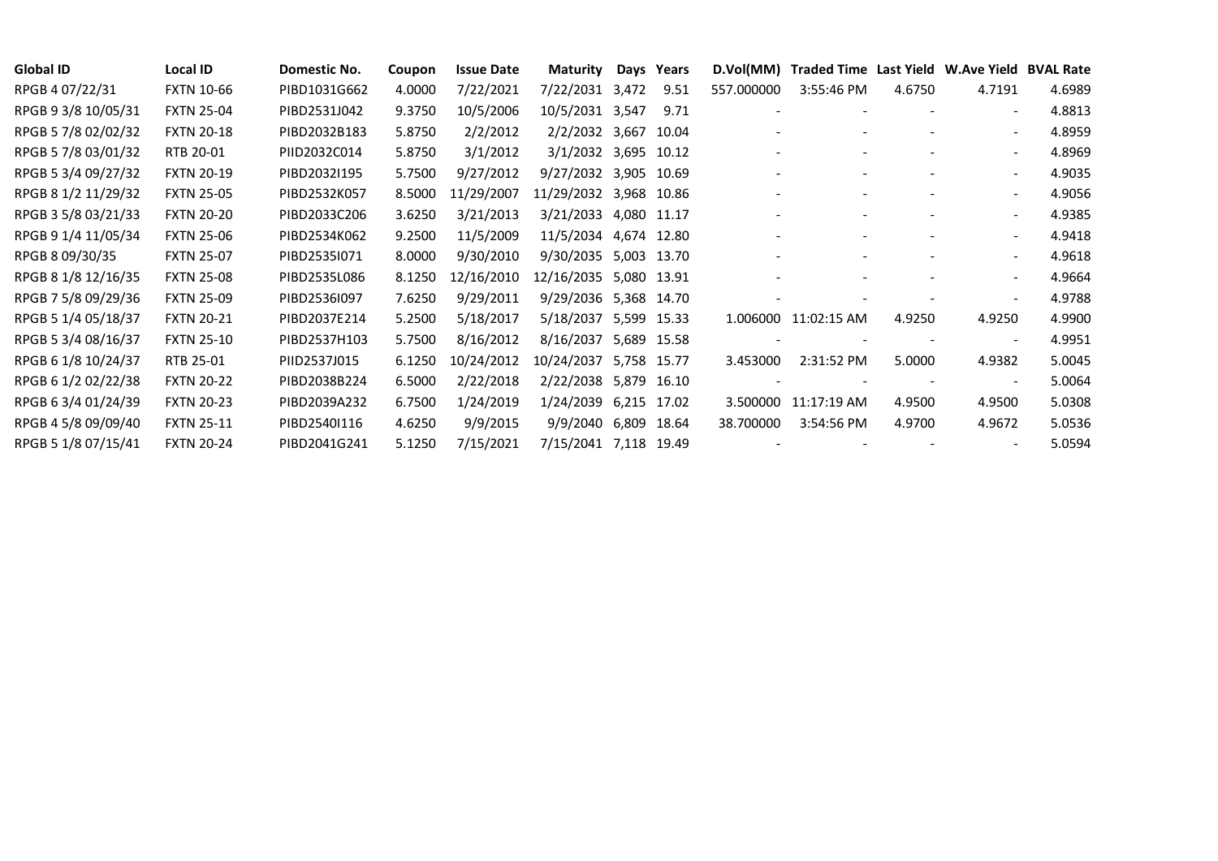| Global ID | Local ID | Domestic No. | Coupon | Issue Date | Maturity | Days | Years | D.Vol(MM) | Traded Time | Last Yield | W.Ave Yield | BVAL Rate |
|---|---|---|---|---|---|---|---|---|---|---|---|---|
| RPGB 4 07/22/31 | FXTN 10-66 | PIBD1031G662 | 4.0000 | 7/22/2021 | 7/22/2031 | 3,472 | 9.51 | 557.000000 | 3:55:46 PM | 4.6750 | 4.7191 | 4.6989 |
| RPGB 9 3/8 10/05/31 | FXTN 25-04 | PIBD2531J042 | 9.3750 | 10/5/2006 | 10/5/2031 | 3,547 | 9.71 | - | - | - | - | 4.8813 |
| RPGB 5 7/8 02/02/32 | FXTN 20-18 | PIBD2032B183 | 5.8750 | 2/2/2012 | 2/2/2032 | 3,667 | 10.04 | - | - | - | - | 4.8959 |
| RPGB 5 7/8 03/01/32 | RTB 20-01 | PIID2032C014 | 5.8750 | 3/1/2012 | 3/1/2032 | 3,695 | 10.12 | - | - | - | - | 4.8969 |
| RPGB 5 3/4 09/27/32 | FXTN 20-19 | PIBD2032I195 | 5.7500 | 9/27/2012 | 9/27/2032 | 3,905 | 10.69 | - | - | - | - | 4.9035 |
| RPGB 8 1/2 11/29/32 | FXTN 25-05 | PIBD2532K057 | 8.5000 | 11/29/2007 | 11/29/2032 | 3,968 | 10.86 | - | - | - | - | 4.9056 |
| RPGB 3 5/8 03/21/33 | FXTN 20-20 | PIBD2033C206 | 3.6250 | 3/21/2013 | 3/21/2033 | 4,080 | 11.17 | - | - | - | - | 4.9385 |
| RPGB 9 1/4 11/05/34 | FXTN 25-06 | PIBD2534K062 | 9.2500 | 11/5/2009 | 11/5/2034 | 4,674 | 12.80 | - | - | - | - | 4.9418 |
| RPGB 8 09/30/35 | FXTN 25-07 | PIBD2535I071 | 8.0000 | 9/30/2010 | 9/30/2035 | 5,003 | 13.70 | - | - | - | - | 4.9618 |
| RPGB 8 1/8 12/16/35 | FXTN 25-08 | PIBD2535L086 | 8.1250 | 12/16/2010 | 12/16/2035 | 5,080 | 13.91 | - | - | - | - | 4.9664 |
| RPGB 7 5/8 09/29/36 | FXTN 25-09 | PIBD2536I097 | 7.6250 | 9/29/2011 | 9/29/2036 | 5,368 | 14.70 | - | - | - | - | 4.9788 |
| RPGB 5 1/4 05/18/37 | FXTN 20-21 | PIBD2037E214 | 5.2500 | 5/18/2017 | 5/18/2037 | 5,599 | 15.33 | 1.006000 | 11:02:15 AM | 4.9250 | 4.9250 | 4.9900 |
| RPGB 5 3/4 08/16/37 | FXTN 25-10 | PIBD2537H103 | 5.7500 | 8/16/2012 | 8/16/2037 | 5,689 | 15.58 | - | - | - | - | 4.9951 |
| RPGB 6 1/8 10/24/37 | RTB 25-01 | PIID2537J015 | 6.1250 | 10/24/2012 | 10/24/2037 | 5,758 | 15.77 | 3.453000 | 2:31:52 PM | 5.0000 | 4.9382 | 5.0045 |
| RPGB 6 1/2 02/22/38 | FXTN 20-22 | PIBD2038B224 | 6.5000 | 2/22/2018 | 2/22/2038 | 5,879 | 16.10 | - | - | - | - | 5.0064 |
| RPGB 6 3/4 01/24/39 | FXTN 20-23 | PIBD2039A232 | 6.7500 | 1/24/2019 | 1/24/2039 | 6,215 | 17.02 | 3.500000 | 11:17:19 AM | 4.9500 | 4.9500 | 5.0308 |
| RPGB 4 5/8 09/09/40 | FXTN 25-11 | PIBD2540I116 | 4.6250 | 9/9/2015 | 9/9/2040 | 6,809 | 18.64 | 38.700000 | 3:54:56 PM | 4.9700 | 4.9672 | 5.0536 |
| RPGB 5 1/8 07/15/41 | FXTN 20-24 | PIBD2041G241 | 5.1250 | 7/15/2021 | 7/15/2041 | 7,118 | 19.49 | - | - | - | - | 5.0594 |